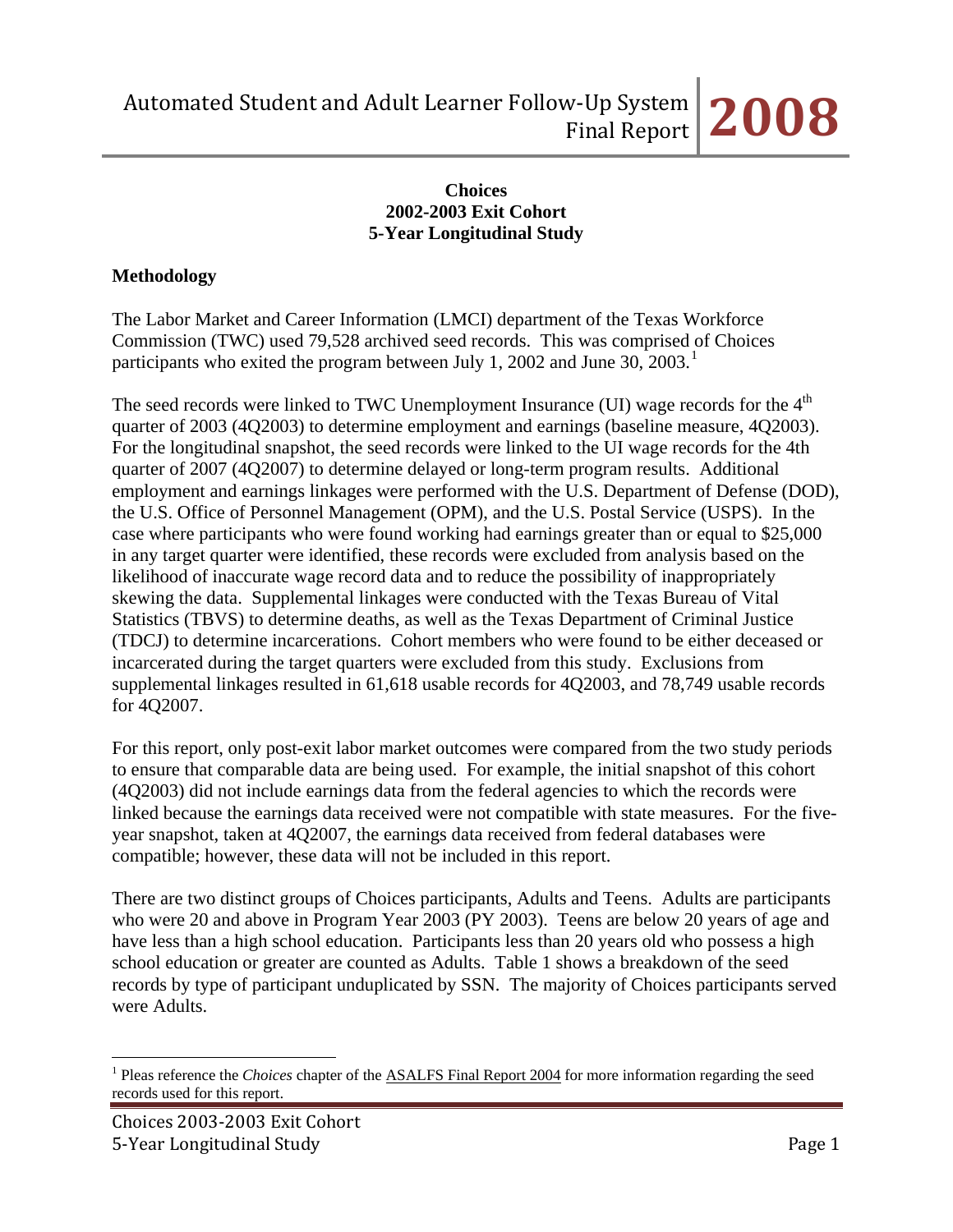**Choices**
**2002-2003 Exit Cohort**
**5-Year Longitudinal Study**

## Methodology

The Labor Market and Career Information (LMCI) department of the Texas Workforce Commission (TWC) used 79,528 archived seed records. This was comprised of Choices participants who exited the program between July 1, 2002 and June 30, 2003.[1]

The seed records were linked to TWC Unemployment Insurance (UI) wage records for the 4th quarter of 2003 (4Q2003) to determine employment and earnings (baseline measure, 4Q2003). For the longitudinal snapshot, the seed records were linked to the UI wage records for the 4th quarter of 2007 (4Q2007) to determine delayed or long-term program results. Additional employment and earnings linkages were performed with the U.S. Department of Defense (DOD), the U.S. Office of Personnel Management (OPM), and the U.S. Postal Service (USPS). In the case where participants who were found working had earnings greater than or equal to $25,000 in any target quarter were identified, these records were excluded from analysis based on the likelihood of inaccurate wage record data and to reduce the possibility of inappropriately skewing the data. Supplemental linkages were conducted with the Texas Bureau of Vital Statistics (TBVS) to determine deaths, as well as the Texas Department of Criminal Justice (TDCJ) to determine incarcerations. Cohort members who were found to be either deceased or incarcerated during the target quarters were excluded from this study. Exclusions from supplemental linkages resulted in 61,618 usable records for 4Q2003, and 78,749 usable records for 4Q2007.

For this report, only post-exit labor market outcomes were compared from the two study periods to ensure that comparable data are being used. For example, the initial snapshot of this cohort (4Q2003) did not include earnings data from the federal agencies to which the records were linked because the earnings data received were not compatible with state measures. For the five-year snapshot, taken at 4Q2007, the earnings data received from federal databases were compatible; however, these data will not be included in this report.

There are two distinct groups of Choices participants, Adults and Teens. Adults are participants who were 20 and above in Program Year 2003 (PY 2003). Teens are below 20 years of age and have less than a high school education. Participants less than 20 years old who possess a high school education or greater are counted as Adults. Table 1 shows a breakdown of the seed records by type of participant unduplicated by SSN. The majority of Choices participants served were Adults.

---

[1] Pleas reference the *Choices* chapter of the ASALFS Final Report 2004 for more information regarding the seed records used for this report.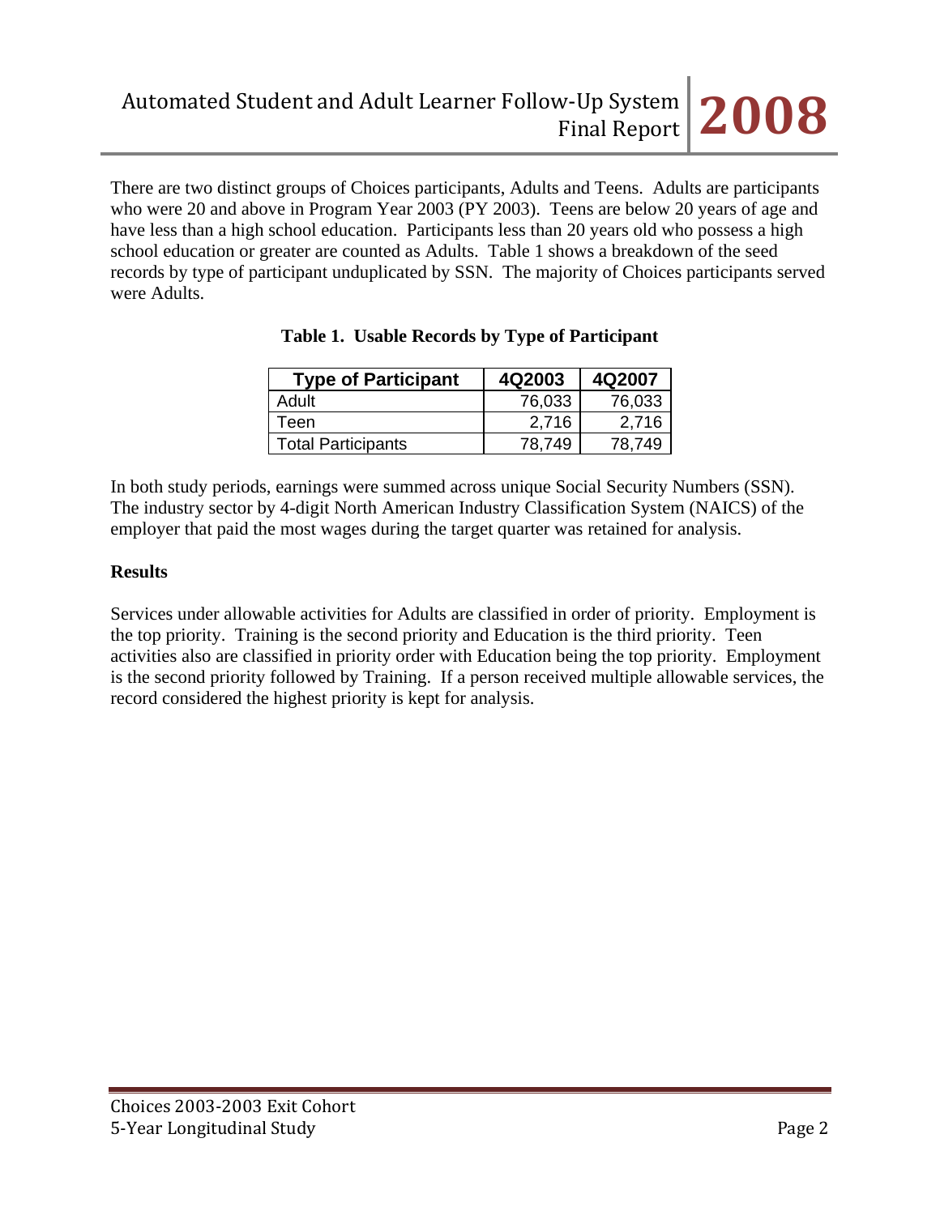There are two distinct groups of Choices participants, Adults and Teens. Adults are participants who were 20 and above in Program Year 2003 (PY 2003). Teens are below 20 years of age and have less than a high school education. Participants less than 20 years old who possess a high school education or greater are counted as Adults. Table 1 shows a breakdown of the seed records by type of participant unduplicated by SSN. The majority of Choices participants served were Adults.

**Table 1. Usable Records by Type of Participant**

| Type of Participant | 4Q2003 | 4Q2007 |
|---|---|---|
| Adult | 76,033 | 76,033 |
| Teen | 2,716 | 2,716 |
| Total Participants | 78,749 | 78,749 |

In both study periods, earnings were summed across unique Social Security Numbers (SSN). The industry sector by 4-digit North American Industry Classification System (NAICS) of the employer that paid the most wages during the target quarter was retained for analysis.

## Results

Services under allowable activities for Adults are classified in order of priority. Employment is the top priority. Training is the second priority and Education is the third priority. Teen activities also are classified in priority order with Education being the top priority. Employment is the second priority followed by Training. If a person received multiple allowable services, the record considered the highest priority is kept for analysis.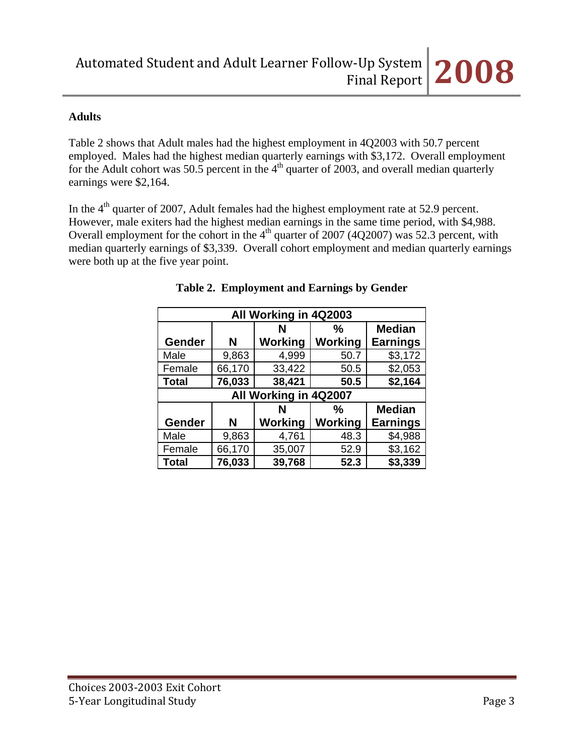**Adults**

Table 2 shows that Adult males had the highest employment in 4Q2003 with 50.7 percent employed. Males had the highest median quarterly earnings with $3,172. Overall employment for the Adult cohort was 50.5 percent in the 4th quarter of 2003, and overall median quarterly earnings were $2,164.

In the 4th quarter of 2007, Adult females had the highest employment rate at 52.9 percent. However, male exiters had the highest median earnings in the same time period, with $4,988. Overall employment for the cohort in the 4th quarter of 2007 (4Q2007) was 52.3 percent, with median quarterly earnings of $3,339. Overall cohort employment and median quarterly earnings were both up at the five year point.

**Table 2. Employment and Earnings by Gender**

| All Working in 4Q2003 | | | | |
|---|---|---|---|---|
| **Gender** | **N** | **N Working** | **% Working** | **Median Earnings** |
| Male | 9,863 | 4,999 | 50.7 | $3,172 |
| Female | 66,170 | 33,422 | 50.5 | $2,053 |
| **Total** | **76,033** | **38,421** | **50.5** | **$2,164** |
| **All Working in 4Q2007** | | | | |
| **Gender** | **N** | **N Working** | **% Working** | **Median Earnings** |
| Male | 9,863 | 4,761 | 48.3 | $4,988 |
| Female | 66,170 | 35,007 | 52.9 | $3,162 |
| **Total** | **76,033** | **39,768** | **52.3** | **$3,339** |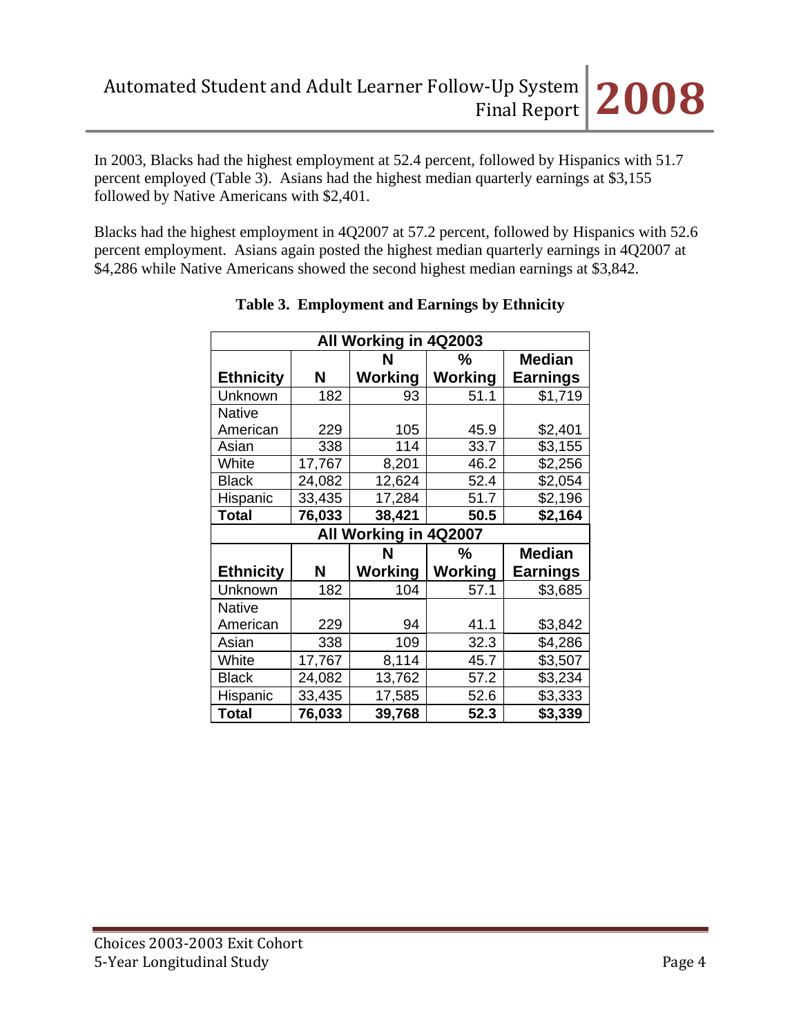In 2003, Blacks had the highest employment at 52.4 percent, followed by Hispanics with 51.7 percent employed (Table 3). Asians had the highest median quarterly earnings at $3,155 followed by Native Americans with $2,401.

Blacks had the highest employment in 4Q2007 at 57.2 percent, followed by Hispanics with 52.6 percent employment. Asians again posted the highest median quarterly earnings in 4Q2007 at $4,286 while Native Americans showed the second highest median earnings at $3,842.

**Table 3. Employment and Earnings by Ethnicity**

| All Working in 4Q2003 | | | | |
|---|---|---|---|---|
| **Ethnicity** | **N** | **N Working** | **% Working** | **Median Earnings** |
| Unknown | 182 | 93 | 51.1 | $1,719 |
| Native American | 229 | 105 | 45.9 | $2,401 |
| Asian | 338 | 114 | 33.7 | $3,155 |
| White | 17,767 | 8,201 | 46.2 | $2,256 |
| Black | 24,082 | 12,624 | 52.4 | $2,054 |
| Hispanic | 33,435 | 17,284 | 51.7 | $2,196 |
| **Total** | **76,033** | **38,421** | **50.5** | **$2,164** |
| **All Working in 4Q2007** | | | | |
| **Ethnicity** | **N** | **N Working** | **% Working** | **Median Earnings** |
| Unknown | 182 | 104 | 57.1 | $3,685 |
| Native American | 229 | 94 | 41.1 | $3,842 |
| Asian | 338 | 109 | 32.3 | $4,286 |
| White | 17,767 | 8,114 | 45.7 | $3,507 |
| Black | 24,082 | 13,762 | 57.2 | $3,234 |
| Hispanic | 33,435 | 17,585 | 52.6 | $3,333 |
| **Total** | **76,033** | **39,768** | **52.3** | **$3,339** |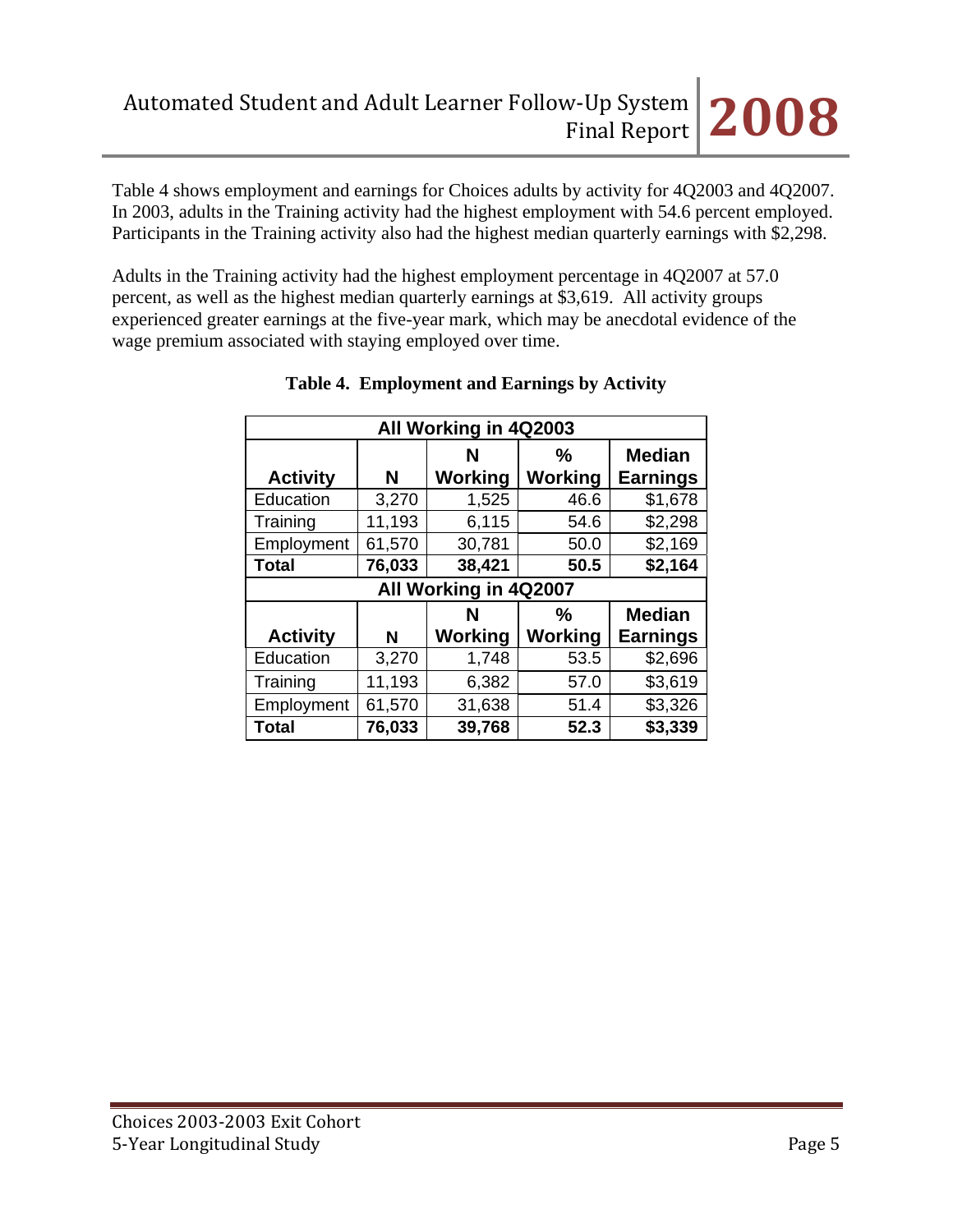Table 4 shows employment and earnings for Choices adults by activity for 4Q2003 and 4Q2007. In 2003, adults in the Training activity had the highest employment with 54.6 percent employed. Participants in the Training activity also had the highest median quarterly earnings with $2,298.

Adults in the Training activity had the highest employment percentage in 4Q2007 at 57.0 percent, as well as the highest median quarterly earnings at $3,619. All activity groups experienced greater earnings at the five-year mark, which may be anecdotal evidence of the wage premium associated with staying employed over time.

**Table 4. Employment and Earnings by Activity**

| All Working in 4Q2003 | | | | |
|---|---|---|---|---|
| **Activity** | **N** | **N Working** | **% Working** | **Median Earnings** |
| Education | 3,270 | 1,525 | 46.6 | $1,678 |
| Training | 11,193 | 6,115 | 54.6 | $2,298 |
| Employment | 61,570 | 30,781 | 50.0 | $2,169 |
| **Total** | **76,033** | **38,421** | **50.5** | **$2,164** |
| **All Working in 4Q2007** | | | | |
| **Activity** | **N** | **N Working** | **% Working** | **Median Earnings** |
| Education | 3,270 | 1,748 | 53.5 | $2,696 |
| Training | 11,193 | 6,382 | 57.0 | $3,619 |
| Employment | 61,570 | 31,638 | 51.4 | $3,326 |
| **Total** | **76,033** | **39,768** | **52.3** | **$3,339** |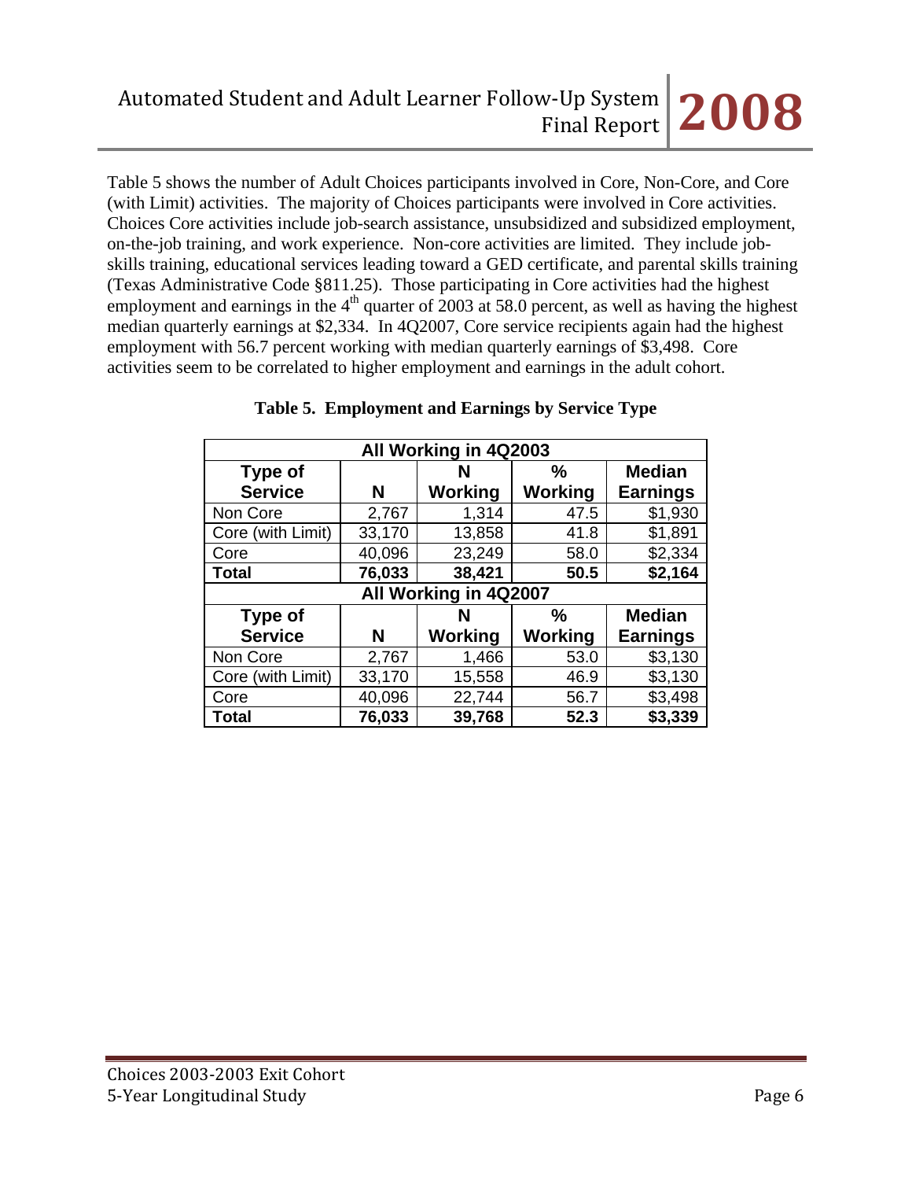Table 5 shows the number of Adult Choices participants involved in Core, Non-Core, and Core (with Limit) activities. The majority of Choices participants were involved in Core activities. Choices Core activities include job-search assistance, unsubsidized and subsidized employment, on-the-job training, and work experience. Non-core activities are limited. They include job-skills training, educational services leading toward a GED certificate, and parental skills training (Texas Administrative Code §811.25). Those participating in Core activities had the highest employment and earnings in the 4th quarter of 2003 at 58.0 percent, as well as having the highest median quarterly earnings at $2,334. In 4Q2007, Core service recipients again had the highest employment with 56.7 percent working with median quarterly earnings of $3,498. Core activities seem to be correlated to higher employment and earnings in the adult cohort.

**Table 5. Employment and Earnings by Service Type**

| All Working in 4Q2003 | | | | |
|---|---|---|---|---|
| **Type of Service** | **N** | **N Working** | **% Working** | **Median Earnings** |
| Non Core | 2,767 | 1,314 | 47.5 | $1,930 |
| Core (with Limit) | 33,170 | 13,858 | 41.8 | $1,891 |
| Core | 40,096 | 23,249 | 58.0 | $2,334 |
| **Total** | **76,033** | **38,421** | **50.5** | **$2,164** |
| **All Working in 4Q2007** | | | | |
| **Type of Service** | **N** | **N Working** | **% Working** | **Median Earnings** |
| Non Core | 2,767 | 1,466 | 53.0 | $3,130 |
| Core (with Limit) | 33,170 | 15,558 | 46.9 | $3,130 |
| Core | 40,096 | 22,744 | 56.7 | $3,498 |
| **Total** | **76,033** | **39,768** | **52.3** | **$3,339** |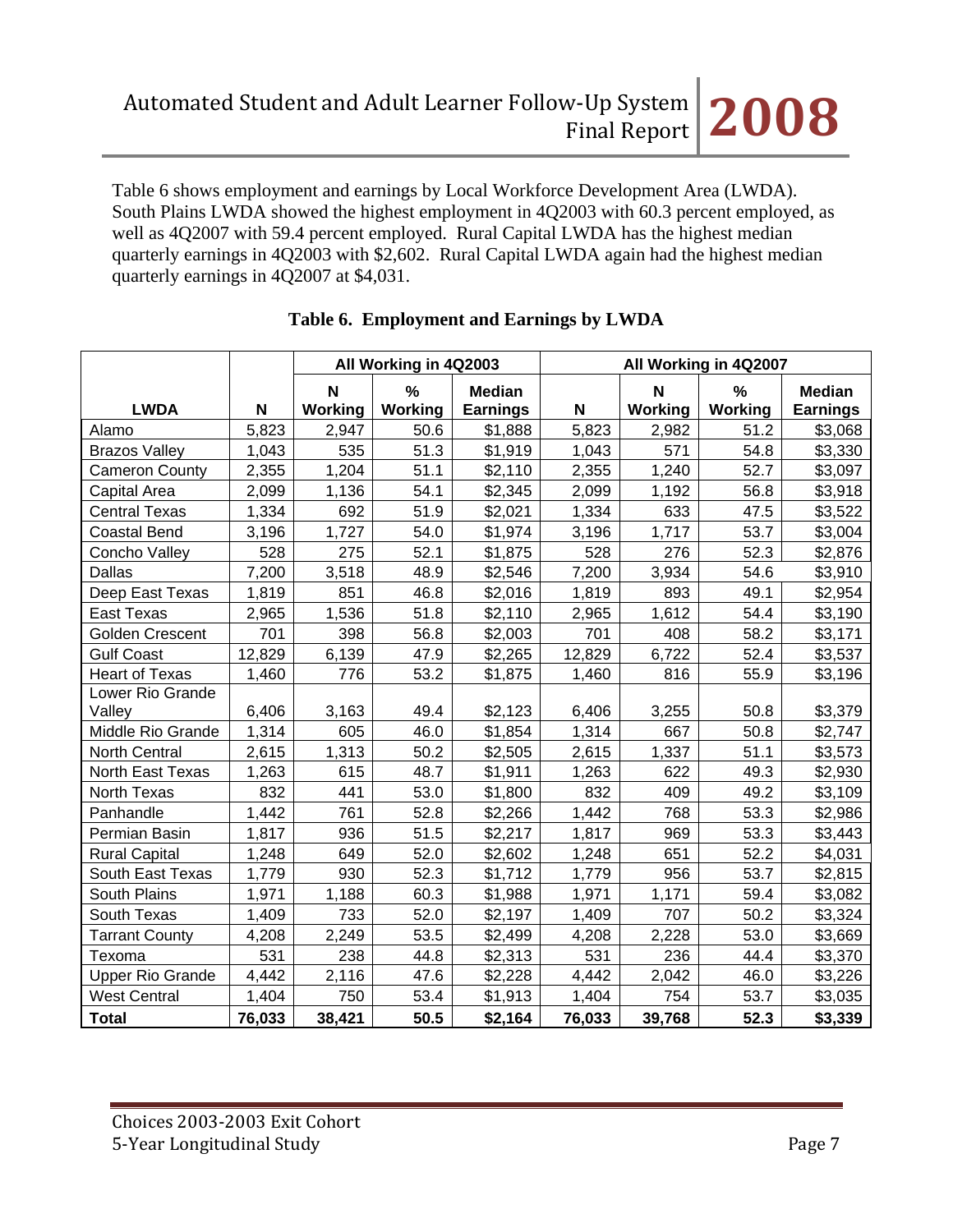Table 6 shows employment and earnings by Local Workforce Development Area (LWDA). South Plains LWDA showed the highest employment in 4Q2003 with 60.3 percent employed, as well as 4Q2007 with 59.4 percent employed. Rural Capital LWDA has the highest median quarterly earnings in 4Q2003 with $2,602. Rural Capital LWDA again had the highest median quarterly earnings in 4Q2007 at $4,031.

**Table 6. Employment and Earnings by LWDA**

| | | All Working in 4Q2003 | | | All Working in 4Q2007 | | | |
|---|---|---|---|---|---|---|---|---|
| **LWDA** | **N** | **N Working** | **% Working** | **Median Earnings** | **N** | **N Working** | **% Working** | **Median Earnings** |
| Alamo | 5,823 | 2,947 | 50.6 | $1,888 | 5,823 | 2,982 | 51.2 | $3,068 |
| Brazos Valley | 1,043 | 535 | 51.3 | $1,919 | 1,043 | 571 | 54.8 | $3,330 |
| Cameron County | 2,355 | 1,204 | 51.1 | $2,110 | 2,355 | 1,240 | 52.7 | $3,097 |
| Capital Area | 2,099 | 1,136 | 54.1 | $2,345 | 2,099 | 1,192 | 56.8 | $3,918 |
| Central Texas | 1,334 | 692 | 51.9 | $2,021 | 1,334 | 633 | 47.5 | $3,522 |
| Coastal Bend | 3,196 | 1,727 | 54.0 | $1,974 | 3,196 | 1,717 | 53.7 | $3,004 |
| Concho Valley | 528 | 275 | 52.1 | $1,875 | 528 | 276 | 52.3 | $2,876 |
| Dallas | 7,200 | 3,518 | 48.9 | $2,546 | 7,200 | 3,934 | 54.6 | $3,910 |
| Deep East Texas | 1,819 | 851 | 46.8 | $2,016 | 1,819 | 893 | 49.1 | $2,954 |
| East Texas | 2,965 | 1,536 | 51.8 | $2,110 | 2,965 | 1,612 | 54.4 | $3,190 |
| Golden Crescent | 701 | 398 | 56.8 | $2,003 | 701 | 408 | 58.2 | $3,171 |
| Gulf Coast | 12,829 | 6,139 | 47.9 | $2,265 | 12,829 | 6,722 | 52.4 | $3,537 |
| Heart of Texas | 1,460 | 776 | 53.2 | $1,875 | 1,460 | 816 | 55.9 | $3,196 |
| Lower Rio Grande Valley | 6,406 | 3,163 | 49.4 | $2,123 | 6,406 | 3,255 | 50.8 | $3,379 |
| Middle Rio Grande | 1,314 | 605 | 46.0 | $1,854 | 1,314 | 667 | 50.8 | $2,747 |
| North Central | 2,615 | 1,313 | 50.2 | $2,505 | 2,615 | 1,337 | 51.1 | $3,573 |
| North East Texas | 1,263 | 615 | 48.7 | $1,911 | 1,263 | 622 | 49.3 | $2,930 |
| North Texas | 832 | 441 | 53.0 | $1,800 | 832 | 409 | 49.2 | $3,109 |
| Panhandle | 1,442 | 761 | 52.8 | $2,266 | 1,442 | 768 | 53.3 | $2,986 |
| Permian Basin | 1,817 | 936 | 51.5 | $2,217 | 1,817 | 969 | 53.3 | $3,443 |
| Rural Capital | 1,248 | 649 | 52.0 | $2,602 | 1,248 | 651 | 52.2 | $4,031 |
| South East Texas | 1,779 | 930 | 52.3 | $1,712 | 1,779 | 956 | 53.7 | $2,815 |
| South Plains | 1,971 | 1,188 | 60.3 | $1,988 | 1,971 | 1,171 | 59.4 | $3,082 |
| South Texas | 1,409 | 733 | 52.0 | $2,197 | 1,409 | 707 | 50.2 | $3,324 |
| Tarrant County | 4,208 | 2,249 | 53.5 | $2,499 | 4,208 | 2,228 | 53.0 | $3,669 |
| Texoma | 531 | 238 | 44.8 | $2,313 | 531 | 236 | 44.4 | $3,370 |
| Upper Rio Grande | 4,442 | 2,116 | 47.6 | $2,228 | 4,442 | 2,042 | 46.0 | $3,226 |
| West Central | 1,404 | 750 | 53.4 | $1,913 | 1,404 | 754 | 53.7 | $3,035 |
| **Total** | **76,033** | **38,421** | **50.5** | **$2,164** | **76,033** | **39,768** | **52.3** | **$3,339** |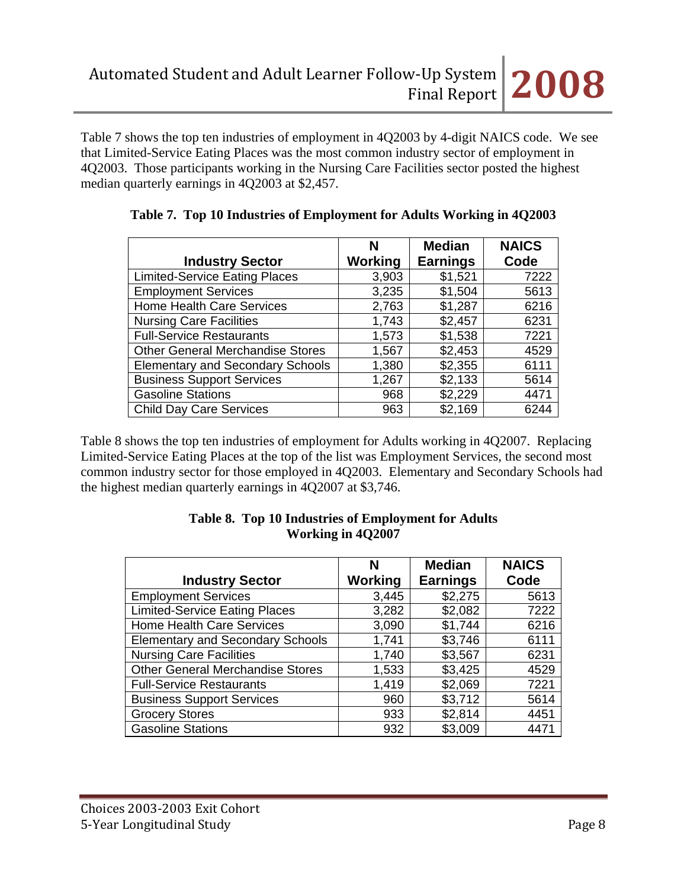Table 7 shows the top ten industries of employment in 4Q2003 by 4-digit NAICS code. We see that Limited-Service Eating Places was the most common industry sector of employment in 4Q2003. Those participants working in the Nursing Care Facilities sector posted the highest median quarterly earnings in 4Q2003 at $2,457.

**Table 7. Top 10 Industries of Employment for Adults Working in 4Q2003**

| Industry Sector | N Working | Median Earnings | NAICS Code |
|---|---|---|---|
| Limited-Service Eating Places | 3,903 | $1,521 | 7222 |
| Employment Services | 3,235 | $1,504 | 5613 |
| Home Health Care Services | 2,763 | $1,287 | 6216 |
| Nursing Care Facilities | 1,743 | $2,457 | 6231 |
| Full-Service Restaurants | 1,573 | $1,538 | 7221 |
| Other General Merchandise Stores | 1,567 | $2,453 | 4529 |
| Elementary and Secondary Schools | 1,380 | $2,355 | 6111 |
| Business Support Services | 1,267 | $2,133 | 5614 |
| Gasoline Stations | 968 | $2,229 | 4471 |
| Child Day Care Services | 963 | $2,169 | 6244 |

Table 8 shows the top ten industries of employment for Adults working in 4Q2007. Replacing Limited-Service Eating Places at the top of the list was Employment Services, the second most common industry sector for those employed in 4Q2003. Elementary and Secondary Schools had the highest median quarterly earnings in 4Q2007 at $3,746.

**Table 8. Top 10 Industries of Employment for Adults Working in 4Q2007**

| Industry Sector | N Working | Median Earnings | NAICS Code |
|---|---|---|---|
| Employment Services | 3,445 | $2,275 | 5613 |
| Limited-Service Eating Places | 3,282 | $2,082 | 7222 |
| Home Health Care Services | 3,090 | $1,744 | 6216 |
| Elementary and Secondary Schools | 1,741 | $3,746 | 6111 |
| Nursing Care Facilities | 1,740 | $3,567 | 6231 |
| Other General Merchandise Stores | 1,533 | $3,425 | 4529 |
| Full-Service Restaurants | 1,419 | $2,069 | 7221 |
| Business Support Services | 960 | $3,712 | 5614 |
| Grocery Stores | 933 | $2,814 | 4451 |
| Gasoline Stations | 932 | $3,009 | 4471 |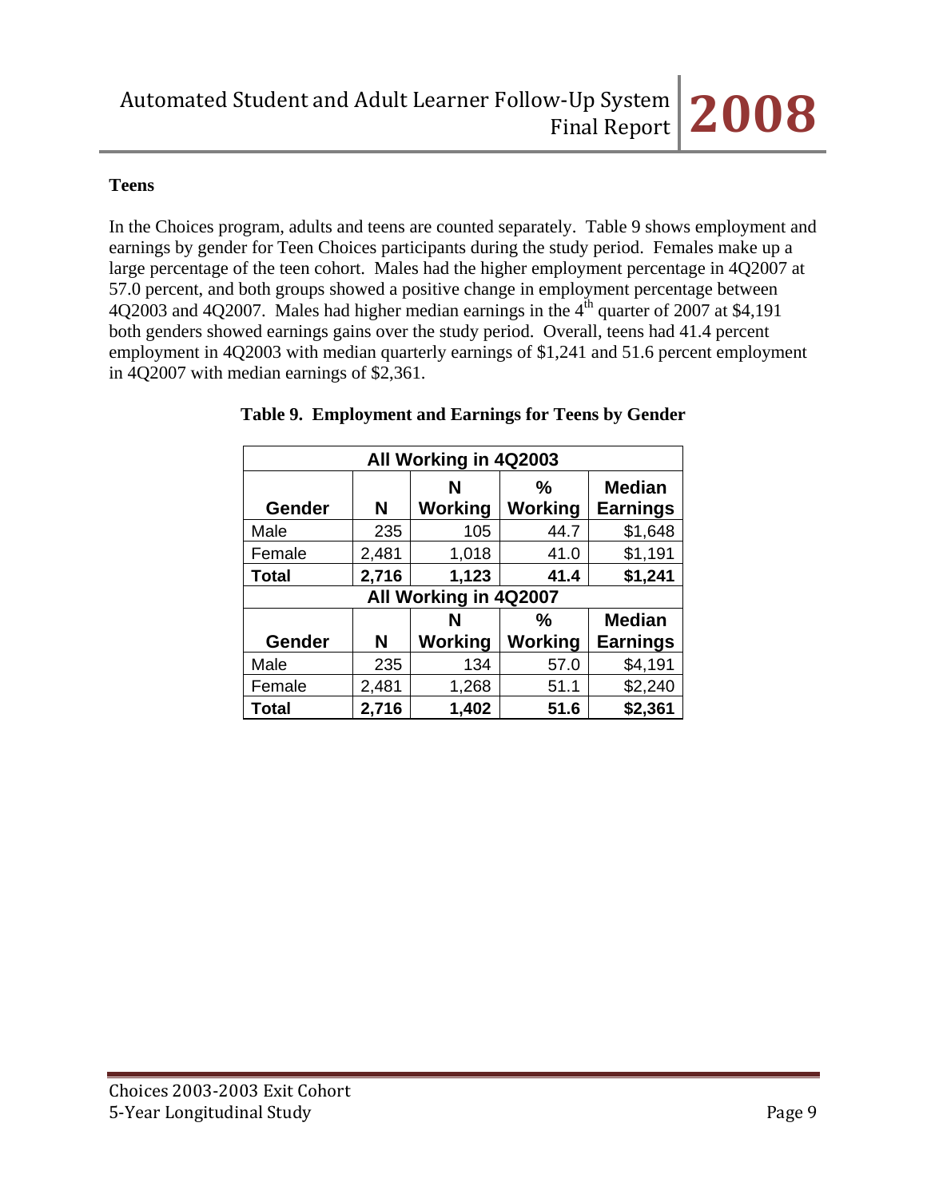### Teens

In the Choices program, adults and teens are counted separately. Table 9 shows employment and earnings by gender for Teen Choices participants during the study period. Females make up a large percentage of the teen cohort. Males had the higher employment percentage in 4Q2007 at 57.0 percent, and both groups showed a positive change in employment percentage between 4Q2003 and 4Q2007. Males had higher median earnings in the 4th quarter of 2007 at $4,191 both genders showed earnings gains over the study period. Overall, teens had 41.4 percent employment in 4Q2003 with median quarterly earnings of $1,241 and 51.6 percent employment in 4Q2007 with median earnings of $2,361.

**Table 9. Employment and Earnings for Teens by Gender**

| All Working in 4Q2003 | | | | |
|---|---|---|---|---|
| **Gender** | **N** | **N Working** | **% Working** | **Median Earnings** |
| Male | 235 | 105 | 44.7 | $1,648 |
| Female | 2,481 | 1,018 | 41.0 | $1,191 |
| **Total** | **2,716** | **1,123** | **41.4** | **$1,241** |
| **All Working in 4Q2007** | | | | |
| **Gender** | **N** | **N Working** | **% Working** | **Median Earnings** |
| Male | 235 | 134 | 57.0 | $4,191 |
| Female | 2,481 | 1,268 | 51.1 | $2,240 |
| **Total** | **2,716** | **1,402** | **51.6** | **$2,361** |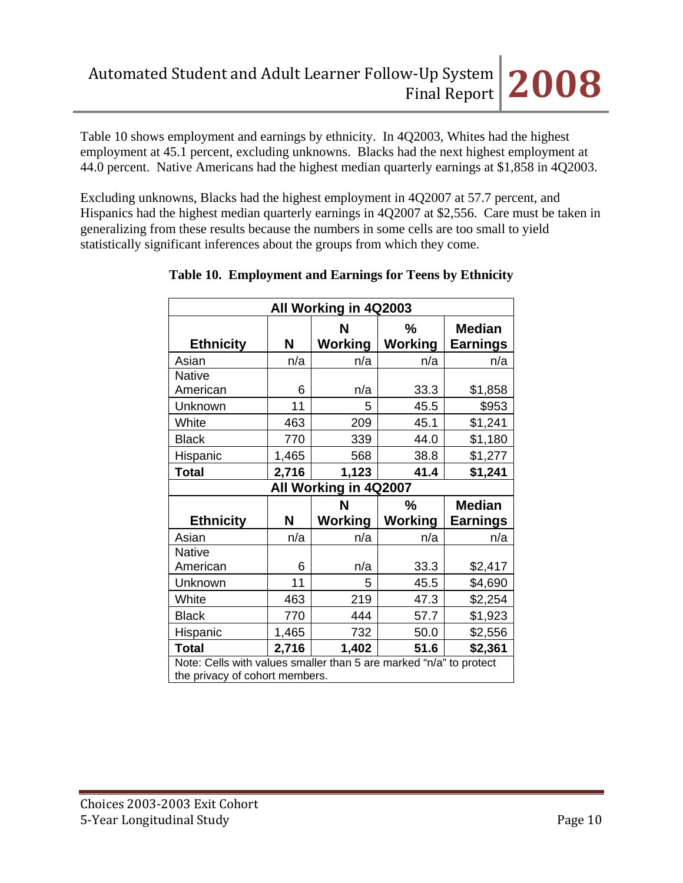Table 10 shows employment and earnings by ethnicity. In 4Q2003, Whites had the highest employment at 45.1 percent, excluding unknowns. Blacks had the next highest employment at 44.0 percent. Native Americans had the highest median quarterly earnings at $1,858 in 4Q2003.

Excluding unknowns, Blacks had the highest employment in 4Q2007 at 57.7 percent, and Hispanics had the highest median quarterly earnings in 4Q2007 at $2,556. Care must be taken in generalizing from these results because the numbers in some cells are too small to yield statistically significant inferences about the groups from which they come.

**Table 10. Employment and Earnings for Teens by Ethnicity**

| All Working in 4Q2003 | | | | |
|---|---|---|---|---|
| **Ethnicity** | **N** | **N Working** | **% Working** | **Median Earnings** |
| Asian | n/a | n/a | n/a | n/a |
| Native American | 6 | n/a | 33.3 | $1,858 |
| Unknown | 11 | 5 | 45.5 | $953 |
| White | 463 | 209 | 45.1 | $1,241 |
| Black | 770 | 339 | 44.0 | $1,180 |
| Hispanic | 1,465 | 568 | 38.8 | $1,277 |
| **Total** | **2,716** | **1,123** | **41.4** | **$1,241** |
| **All Working in 4Q2007** | | | | |
| **Ethnicity** | **N** | **N Working** | **% Working** | **Median Earnings** |
| Asian | n/a | n/a | n/a | n/a |
| Native American | 6 | n/a | 33.3 | $2,417 |
| Unknown | 11 | 5 | 45.5 | $4,690 |
| White | 463 | 219 | 47.3 | $2,254 |
| Black | 770 | 444 | 57.7 | $1,923 |
| Hispanic | 1,465 | 732 | 50.0 | $2,556 |
| **Total** | **2,716** | **1,402** | **51.6** | **$2,361** |
| Note: Cells with values smaller than 5 are marked "n/a" to protect the privacy of cohort members. | | | | |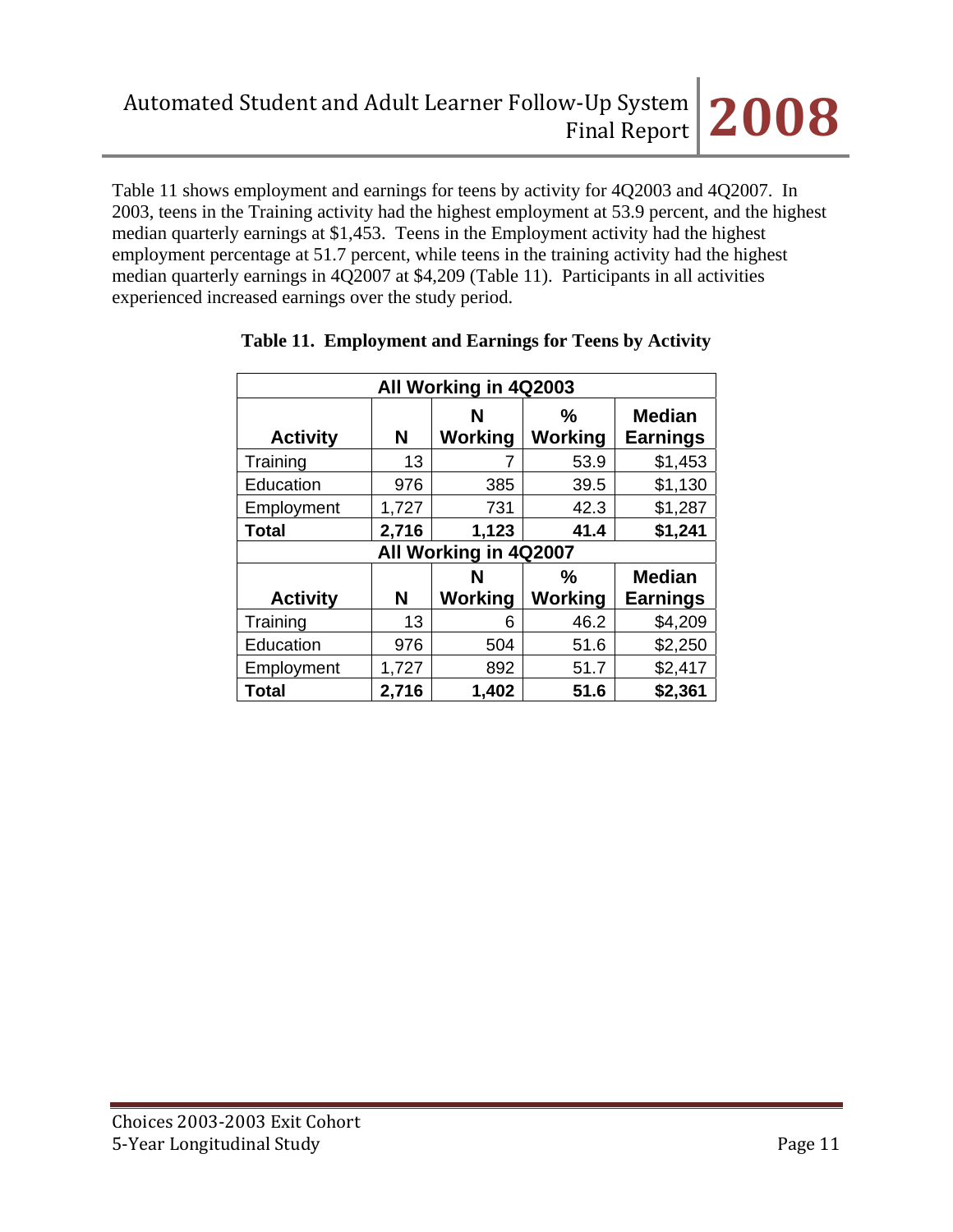Table 11 shows employment and earnings for teens by activity for 4Q2003 and 4Q2007. In 2003, teens in the Training activity had the highest employment at 53.9 percent, and the highest median quarterly earnings at $1,453. Teens in the Employment activity had the highest employment percentage at 51.7 percent, while teens in the training activity had the highest median quarterly earnings in 4Q2007 at $4,209 (Table 11). Participants in all activities experienced increased earnings over the study period.

**Table 11. Employment and Earnings for Teens by Activity**

| All Working in 4Q2003 | | | | |
|---|---|---|---|---|
| **Activity** | **N** | **N Working** | **% Working** | **Median Earnings** |
| Training | 13 | 7 | 53.9 | $1,453 |
| Education | 976 | 385 | 39.5 | $1,130 |
| Employment | 1,727 | 731 | 42.3 | $1,287 |
| **Total** | **2,716** | **1,123** | **41.4** | **$1,241** |
| **All Working in 4Q2007** | | | | |
| **Activity** | **N** | **N Working** | **% Working** | **Median Earnings** |
| Training | 13 | 6 | 46.2 | $4,209 |
| Education | 976 | 504 | 51.6 | $2,250 |
| Employment | 1,727 | 892 | 51.7 | $2,417 |
| **Total** | **2,716** | **1,402** | **51.6** | **$2,361** |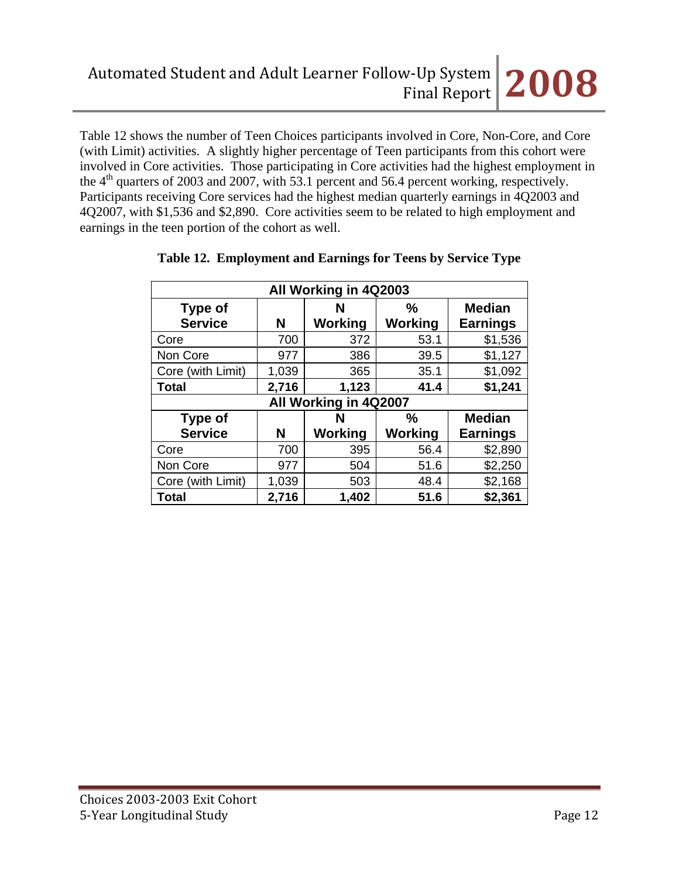Table 12 shows the number of Teen Choices participants involved in Core, Non-Core, and Core (with Limit) activities. A slightly higher percentage of Teen participants from this cohort were involved in Core activities. Those participating in Core activities had the highest employment in the 4th quarters of 2003 and 2007, with 53.1 percent and 56.4 percent working, respectively. Participants receiving Core services had the highest median quarterly earnings in 4Q2003 and 4Q2007, with $1,536 and $2,890. Core activities seem to be related to high employment and earnings in the teen portion of the cohort as well.

**Table 12. Employment and Earnings for Teens by Service Type**

| All Working in 4Q2003 | | | | |
|---|---|---|---|---|
| **Type of Service** | **N** | **N Working** | **% Working** | **Median Earnings** |
| Core | 700 | 372 | 53.1 | $1,536 |
| Non Core | 977 | 386 | 39.5 | $1,127 |
| Core (with Limit) | 1,039 | 365 | 35.1 | $1,092 |
| **Total** | **2,716** | **1,123** | **41.4** | **$1,241** |
| **All Working in 4Q2007** | | | | |
| **Type of Service** | **N** | **N Working** | **% Working** | **Median Earnings** |
| Core | 700 | 395 | 56.4 | $2,890 |
| Non Core | 977 | 504 | 51.6 | $2,250 |
| Core (with Limit) | 1,039 | 503 | 48.4 | $2,168 |
| **Total** | **2,716** | **1,402** | **51.6** | **$2,361** |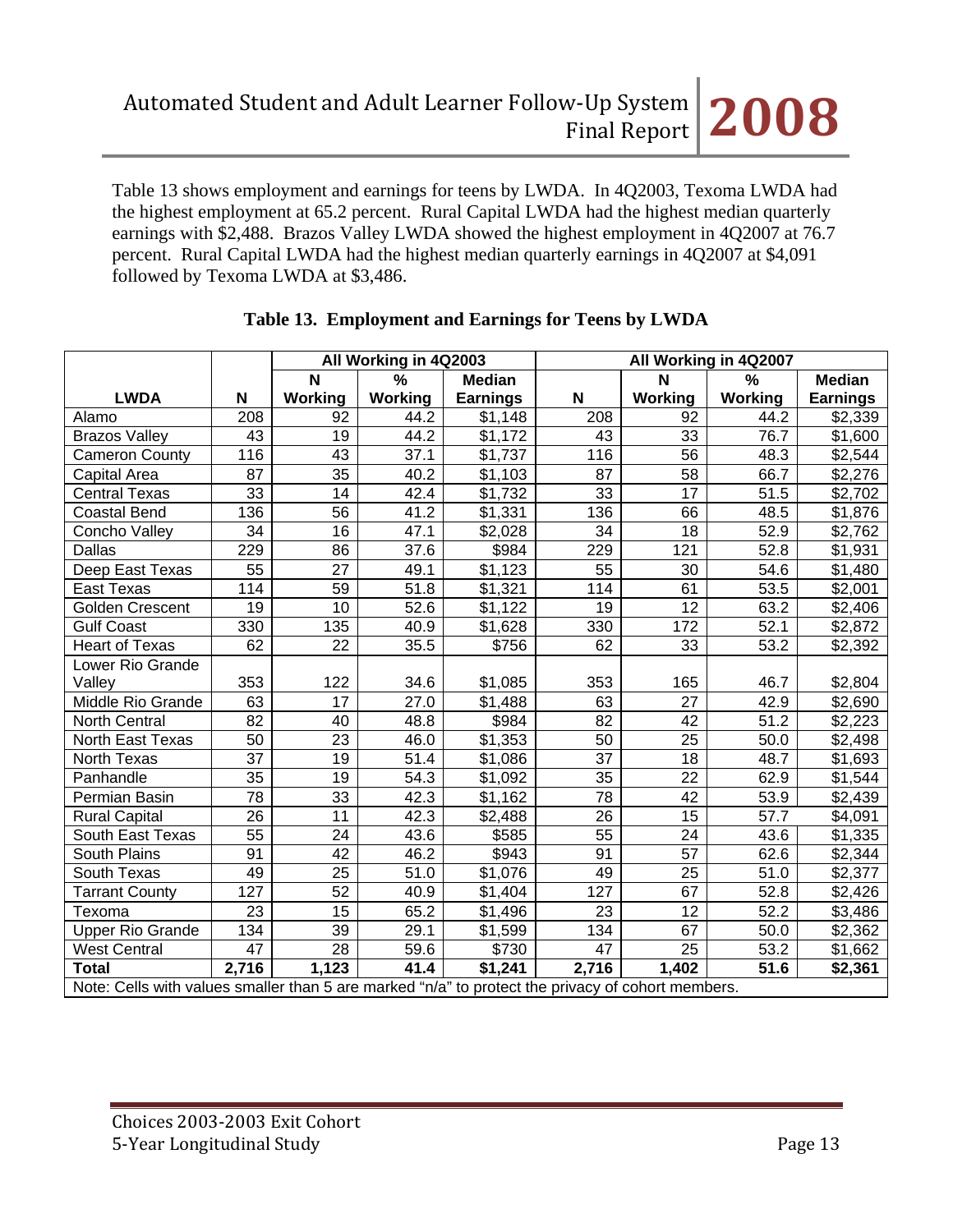Table 13 shows employment and earnings for teens by LWDA. In 4Q2003, Texoma LWDA had the highest employment at 65.2 percent. Rural Capital LWDA had the highest median quarterly earnings with $2,488. Brazos Valley LWDA showed the highest employment in 4Q2007 at 76.7 percent. Rural Capital LWDA had the highest median quarterly earnings in 4Q2007 at $4,091 followed by Texoma LWDA at $3,486.

**Table 13. Employment and Earnings for Teens by LWDA**

| | | All Working in 4Q2003 | | | All Working in 4Q2007 | | | |
|---|---|---|---|---|---|---|---|---|
| **LWDA** | **N** | **N Working** | **% Working** | **Median Earnings** | **N** | **N Working** | **% Working** | **Median Earnings** |
| Alamo | 208 | 92 | 44.2 | $1,148 | 208 | 92 | 44.2 | $2,339 |
| Brazos Valley | 43 | 19 | 44.2 | $1,172 | 43 | 33 | 76.7 | $1,600 |
| Cameron County | 116 | 43 | 37.1 | $1,737 | 116 | 56 | 48.3 | $2,544 |
| Capital Area | 87 | 35 | 40.2 | $1,103 | 87 | 58 | 66.7 | $2,276 |
| Central Texas | 33 | 14 | 42.4 | $1,732 | 33 | 17 | 51.5 | $2,702 |
| Coastal Bend | 136 | 56 | 41.2 | $1,331 | 136 | 66 | 48.5 | $1,876 |
| Concho Valley | 34 | 16 | 47.1 | $2,028 | 34 | 18 | 52.9 | $2,762 |
| Dallas | 229 | 86 | 37.6 | $984 | 229 | 121 | 52.8 | $1,931 |
| Deep East Texas | 55 | 27 | 49.1 | $1,123 | 55 | 30 | 54.6 | $1,480 |
| East Texas | 114 | 59 | 51.8 | $1,321 | 114 | 61 | 53.5 | $2,001 |
| Golden Crescent | 19 | 10 | 52.6 | $1,122 | 19 | 12 | 63.2 | $2,406 |
| Gulf Coast | 330 | 135 | 40.9 | $1,628 | 330 | 172 | 52.1 | $2,872 |
| Heart of Texas | 62 | 22 | 35.5 | $756 | 62 | 33 | 53.2 | $2,392 |
| Lower Rio Grande Valley | 353 | 122 | 34.6 | $1,085 | 353 | 165 | 46.7 | $2,804 |
| Middle Rio Grande | 63 | 17 | 27.0 | $1,488 | 63 | 27 | 42.9 | $2,690 |
| North Central | 82 | 40 | 48.8 | $984 | 82 | 42 | 51.2 | $2,223 |
| North East Texas | 50 | 23 | 46.0 | $1,353 | 50 | 25 | 50.0 | $2,498 |
| North Texas | 37 | 19 | 51.4 | $1,086 | 37 | 18 | 48.7 | $1,693 |
| Panhandle | 35 | 19 | 54.3 | $1,092 | 35 | 22 | 62.9 | $1,544 |
| Permian Basin | 78 | 33 | 42.3 | $1,162 | 78 | 42 | 53.9 | $2,439 |
| Rural Capital | 26 | 11 | 42.3 | $2,488 | 26 | 15 | 57.7 | $4,091 |
| South East Texas | 55 | 24 | 43.6 | $585 | 55 | 24 | 43.6 | $1,335 |
| South Plains | 91 | 42 | 46.2 | $943 | 91 | 57 | 62.6 | $2,344 |
| South Texas | 49 | 25 | 51.0 | $1,076 | 49 | 25 | 51.0 | $2,377 |
| Tarrant County | 127 | 52 | 40.9 | $1,404 | 127 | 67 | 52.8 | $2,426 |
| Texoma | 23 | 15 | 65.2 | $1,496 | 23 | 12 | 52.2 | $3,486 |
| Upper Rio Grande | 134 | 39 | 29.1 | $1,599 | 134 | 67 | 50.0 | $2,362 |
| West Central | 47 | 28 | 59.6 | $730 | 47 | 25 | 53.2 | $1,662 |
| **Total** | **2,716** | **1,123** | **41.4** | **$1,241** | **2,716** | **1,402** | **51.6** | **$2,361** |

Note: Cells with values smaller than 5 are marked "n/a" to protect the privacy of cohort members.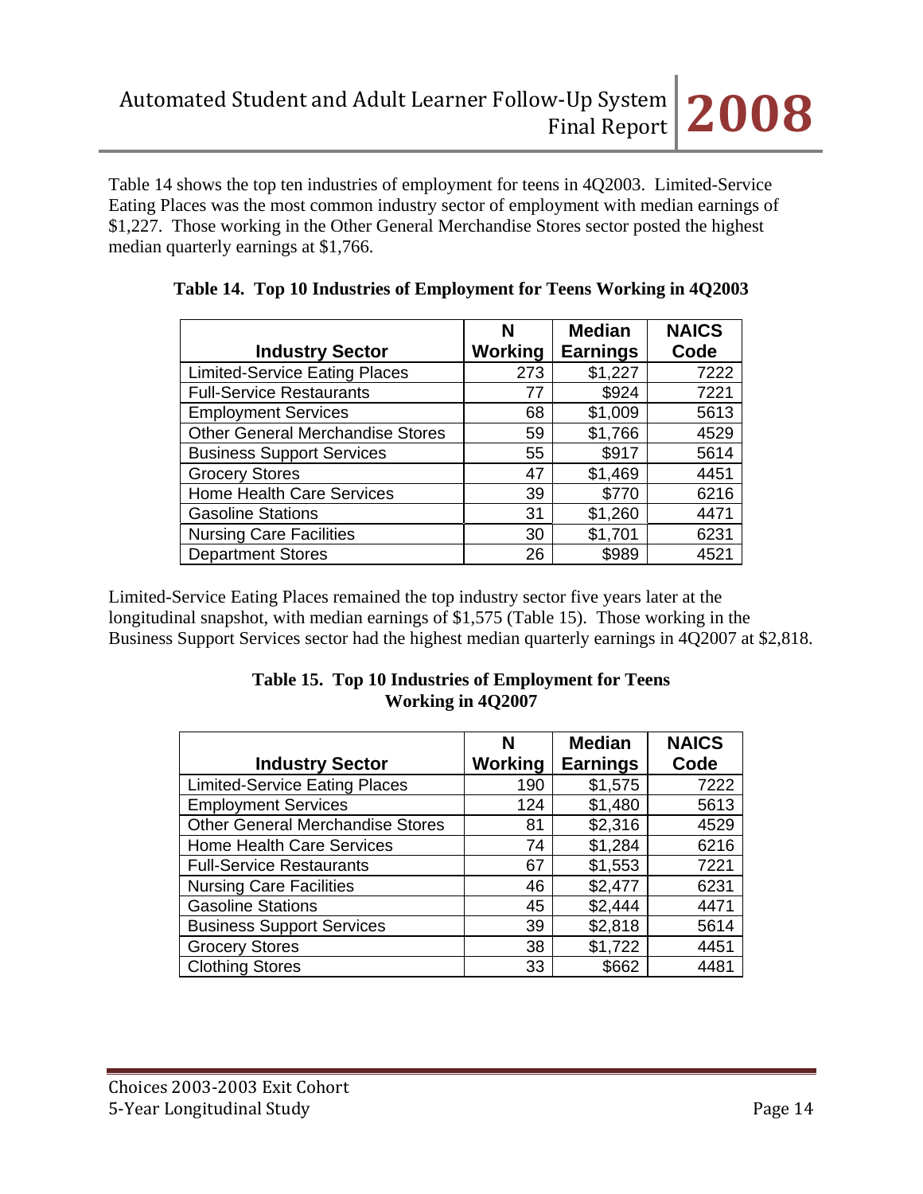Table 14 shows the top ten industries of employment for teens in 4Q2003. Limited-Service Eating Places was the most common industry sector of employment with median earnings of $1,227. Those working in the Other General Merchandise Stores sector posted the highest median quarterly earnings at $1,766.

**Table 14. Top 10 Industries of Employment for Teens Working in 4Q2003**

| Industry Sector | N Working | Median Earnings | NAICS Code |
|---|---|---|---|
| Limited-Service Eating Places | 273 | $1,227 | 7222 |
| Full-Service Restaurants | 77 | $924 | 7221 |
| Employment Services | 68 | $1,009 | 5613 |
| Other General Merchandise Stores | 59 | $1,766 | 4529 |
| Business Support Services | 55 | $917 | 5614 |
| Grocery Stores | 47 | $1,469 | 4451 |
| Home Health Care Services | 39 | $770 | 6216 |
| Gasoline Stations | 31 | $1,260 | 4471 |
| Nursing Care Facilities | 30 | $1,701 | 6231 |
| Department Stores | 26 | $989 | 4521 |

Limited-Service Eating Places remained the top industry sector five years later at the longitudinal snapshot, with median earnings of $1,575 (Table 15). Those working in the Business Support Services sector had the highest median quarterly earnings in 4Q2007 at $2,818.

**Table 15. Top 10 Industries of Employment for Teens Working in 4Q2007**

| Industry Sector | N Working | Median Earnings | NAICS Code |
|---|---|---|---|
| Limited-Service Eating Places | 190 | $1,575 | 7222 |
| Employment Services | 124 | $1,480 | 5613 |
| Other General Merchandise Stores | 81 | $2,316 | 4529 |
| Home Health Care Services | 74 | $1,284 | 6216 |
| Full-Service Restaurants | 67 | $1,553 | 7221 |
| Nursing Care Facilities | 46 | $2,477 | 6231 |
| Gasoline Stations | 45 | $2,444 | 4471 |
| Business Support Services | 39 | $2,818 | 5614 |
| Grocery Stores | 38 | $1,722 | 4451 |
| Clothing Stores | 33 | $662 | 4481 |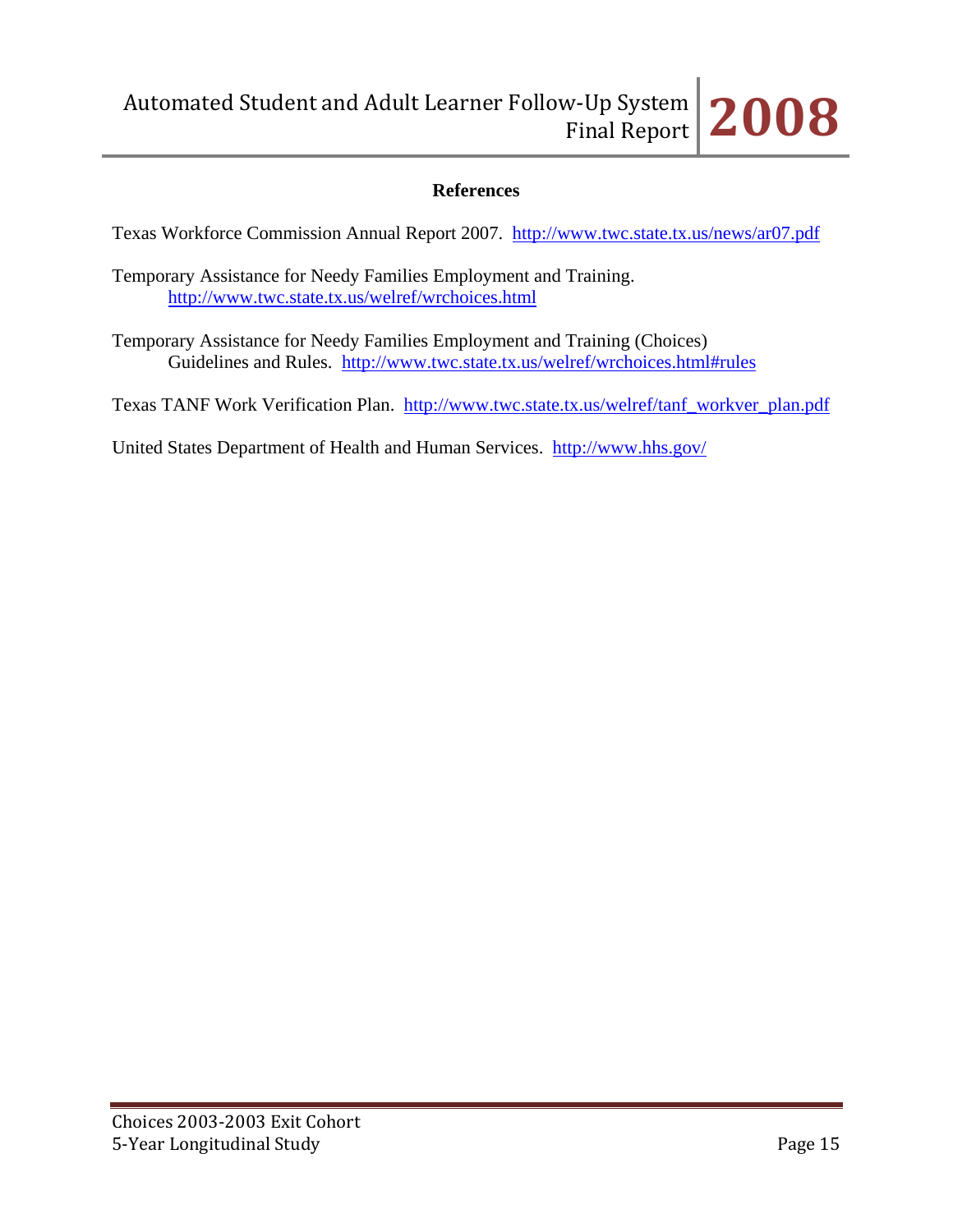## References

Texas Workforce Commission Annual Report 2007. http://www.twc.state.tx.us/news/ar07.pdf

Temporary Assistance for Needy Families Employment and Training. http://www.twc.state.tx.us/welref/wrchoices.html

Temporary Assistance for Needy Families Employment and Training (Choices) Guidelines and Rules. http://www.twc.state.tx.us/welref/wrchoices.html#rules

Texas TANF Work Verification Plan. http://www.twc.state.tx.us/welref/tanf_workver_plan.pdf

United States Department of Health and Human Services. http://www.hhs.gov/